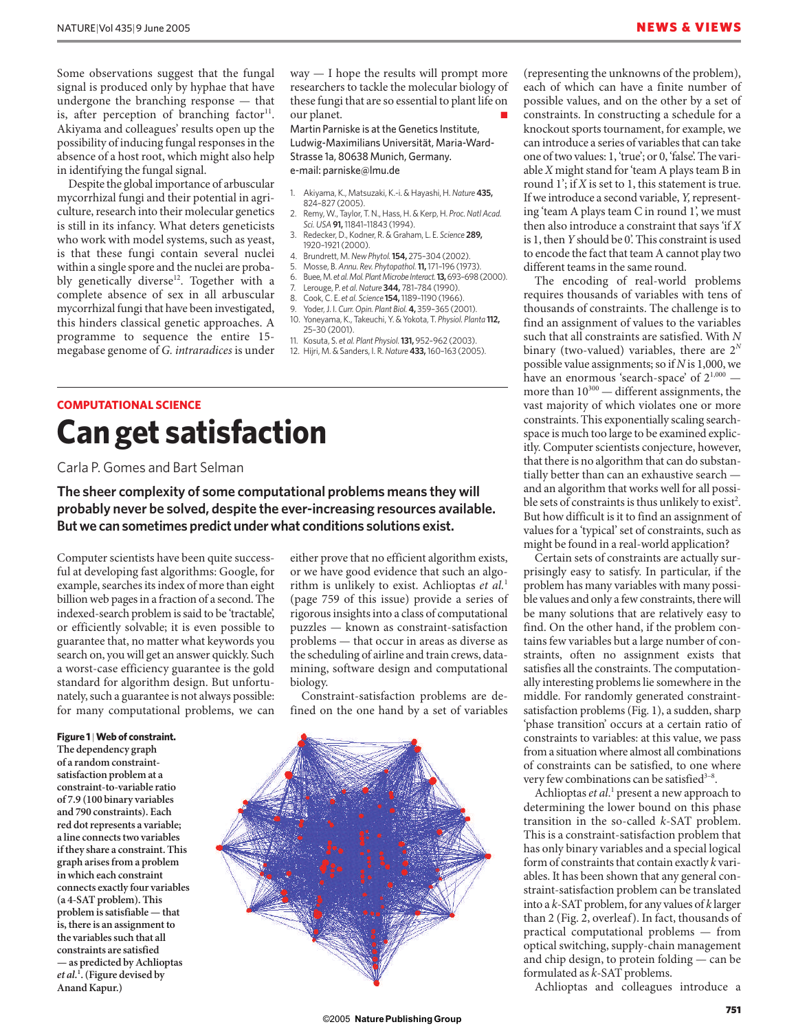Some observations suggest that the fungal signal is produced only by hyphae that have undergone the branching response — that is, after perception of branching factor[11]. Akiyama and colleagues' results open up the possibility of inducing fungal responses in the absence of a host root, which might also help in identifying the fungal signal.

Despite the global importance of arbuscular mycorrhizal fungi and their potential in agriculture, research into their molecular genetics is still in its infancy. What deters geneticists who work with model systems, such as yeast, is that these fungi contain several nuclei within a single spore and the nuclei are probably genetically diverse[12]. Together with a complete absence of sex in all arbuscular mycorrhizal fungi that have been investigated, this hinders classical genetic approaches. A programme to sequence the entire 15-megabase genome of *G. intraradices* is under way — I hope the results will prompt more researchers to tackle the molecular biology of these fungi that are so essential to plant life on our planet.

Martin Parniske is at the Genetics Institute, Ludwig-Maximilians Universität, Maria-Ward-Strasse 1a, 80638 Munich, Germany.
e-mail: parniske@lmu.de

1. Akiyama, K., Matsuzaki, K.-i. & Hayashi, H. *Nature* **435,** 824–827 (2005).
2. Remy, W., Taylor, T. N., Hass, H. & Kerp, H. *Proc. Natl Acad. Sci. USA* **91,** 11841–11843 (1994).
3. Redecker, D., Kodner, R. & Graham, L. E. *Science* **289,** 1920–1921 (2000).
4. Brundrett, M. *New Phytol.* **154,** 275–304 (2002).
5. Mosse, B. *Annu. Rev. Phytopathol.* **11,** 171–196 (1973).
6. Buee, M. *et al. Mol. Plant Microbe Interact.* **13,** 693–698 (2000).
7. Lerouge, P. *et al. Nature* **344,** 781–784 (1990).
8. Cook, C. E. *et al. Science* **154,** 1189–1190 (1966).
9. Yoder, J. I. *Curr. Opin. Plant Biol.* **4,** 359–365 (2001).
10. Yoneyama, K., Takeuchi, Y. & Yokota, T. *Physiol. Planta* **112,** 25–30 (2001).
11. Kosuta, S. *et al. Plant Physiol.* **131,** 952–962 (2003).
12. Hijri, M. & Sanders, I. R. *Nature* **433,** 160–163 (2005).

COMPUTATIONAL SCIENCE

# Can get satisfaction

Carla P. Gomes and Bart Selman

**The sheer complexity of some computational problems means they will probably never be solved, despite the ever-increasing resources available. But we can sometimes predict under what conditions solutions exist.**

Computer scientists have been quite successful at developing fast algorithms: Google, for example, searches its index of more than eight billion web pages in a fraction of a second. The indexed-search problem is said to be 'tractable', or efficiently solvable; it is even possible to guarantee that, no matter what keywords you search on, you will get an answer quickly. Such a worst-case efficiency guarantee is the gold standard for algorithm design. But unfortunately, such a guarantee is not always possible: for many computational problems, we can either prove that no efficient algorithm exists, or we have good evidence that such an algorithm is unlikely to exist. Achlioptas *et al.*[1] (page 759 of this issue) provide a series of rigorous insights into a class of computational puzzles — known as constraint-satisfaction problems — that occur in areas as diverse as the scheduling of airline and train crews, data-mining, software design and computational biology.

Constraint-satisfaction problems are defined on the one hand by a set of variables (representing the unknowns of the problem), each of which can have a finite number of possible values, and on the other by a set of constraints. In constructing a schedule for a knockout sports tournament, for example, we can introduce a series of variables that can take one of two values: 1, 'true'; or 0, 'false'. The variable $X$ might stand for 'team A plays team B in round 1'; if $X$ is set to 1, this statement is true. If we introduce a second variable, $Y$, representing 'team A plays team C in round 1', we must then also introduce a constraint that says 'if $X$ is 1, then $Y$ should be 0'. This constraint is used to encode the fact that team A cannot play two different teams in the same round.

The encoding of real-world problems requires thousands of variables with tens of thousands of constraints. The challenge is to find an assignment of values to the variables such that all constraints are satisfied. With $N$ binary (two-valued) variables, there are $2^N$ possible value assignments; so if $N$ is 1,000, we have an enormous 'search-space' of $2^{1,000}$ — more than $10^{300}$ — different assignments, the vast majority of which violates one or more constraints. This exponentially scaling search-space is much too large to be examined explicitly. Computer scientists conjecture, however, that there is no algorithm that can do substantially better than can an exhaustive search — and an algorithm that works well for all possible sets of constraints is thus unlikely to exist[2]. But how difficult is it to find an assignment of values for a 'typical' set of constraints, such as might be found in a real-world application?

Certain sets of constraints are actually surprisingly easy to satisfy. In particular, if the problem has many variables with many possible values and only a few constraints, there will be many solutions that are relatively easy to find. On the other hand, if the problem contains few variables but a large number of constraints, often no assignment exists that satisfies all the constraints. The computationally interesting problems lie somewhere in the middle. For randomly generated constraint-satisfaction problems (Fig. 1), a sudden, sharp 'phase transition' occurs at a certain ratio of constraints to variables: at this value, we pass from a situation where almost all combinations of constraints can be satisfied, to one where very few combinations can be satisfied[3–8].

Achlioptas *et al.*[1] present a new approach to determining the lower bound on this phase transition in the so-called $k$-SAT problem. This is a constraint-satisfaction problem that has only binary variables and a special logical form of constraints that contain exactly $k$ variables. It has been shown that any general constraint-satisfaction problem can be translated into a $k$-SAT problem, for any values of $k$ larger than 2 (Fig. 2, overleaf). In fact, thousands of practical computational problems — from optical switching, supply-chain management and chip design, to protein folding — can be formulated as $k$-SAT problems.

Achlioptas and colleagues introduce a

**Figure 1 | Web of constraint.** The dependency graph of a random constraint-satisfaction problem at a constraint-to-variable ratio of 7.9 (100 binary variables and 790 constraints). Each red dot represents a variable; a line connects two variables if they share a constraint. This graph arises from a problem in which each constraint connects exactly four variables (a 4-SAT problem). This problem is satisfiable — that is, there is an assignment to the variables such that all constraints are satisfied — as predicted by Achlioptas *et al.*[1]. (Figure devised by Anand Kapur.)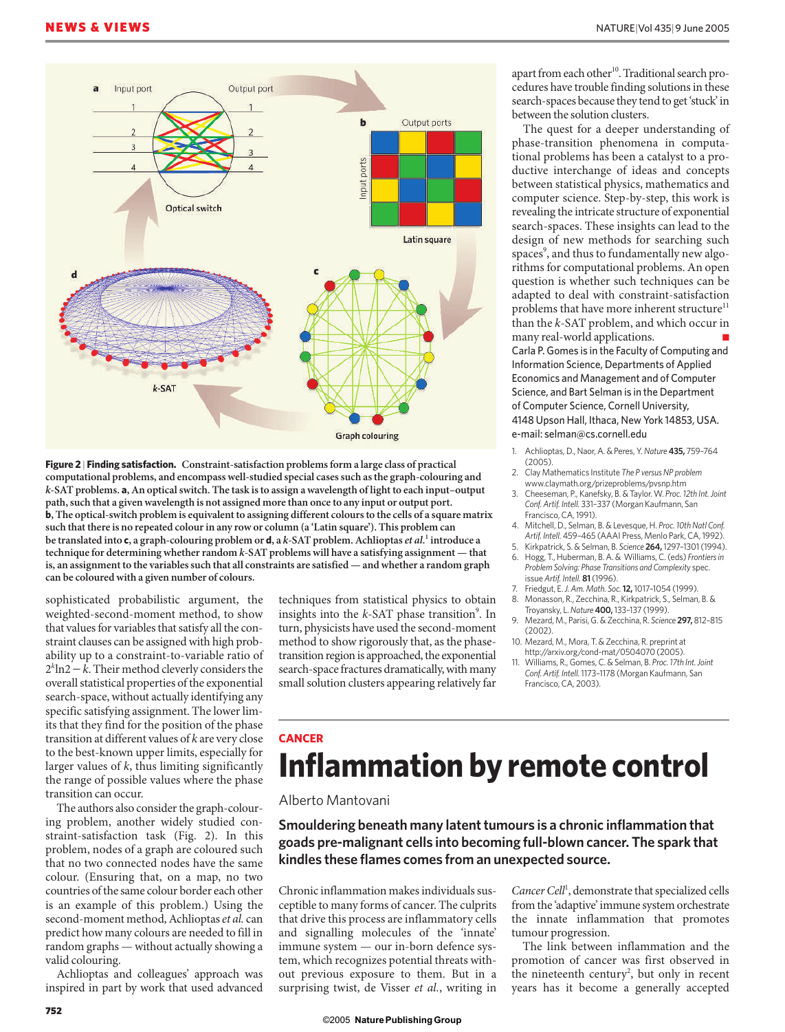Input port

Output port

1

2

3

4

Optical switch

Output ports

Input ports

Latin square

*k*-SAT

Graph colouring

**Figure 2 | Finding satisfaction.** Constraint-satisfaction problems form a large class of practical computational problems, and encompass well-studied special cases such as the graph-colouring and *k*-SAT problems. **a**, An optical switch. The task is to assign a wavelength of light to each input–output path, such that a given wavelength is not assigned more than once to any input or output port. **b**, The optical-switch problem is equivalent to assigning different colours to the cells of a square matrix such that there is no repeated colour in any row or column (a 'Latin square'). This problem can be translated into **c**, a graph-colouring problem or **d**, a *k*-SAT problem. Achlioptas *et al.*[1] introduce a technique for determining whether random *k*-SAT problems will have a satisfying assignment — that is, an assignment to the variables such that all constraints are satisfied — and whether a random graph can be coloured with a given number of colours.

sophisticated probabilistic argument, the weighted-second-moment method, to show that values for variables that satisfy all the constraint clauses can be assigned with high probability up to a constraint-to-variable ratio of $2^k \ln 2 - k$. Their method cleverly considers the overall statistical properties of the exponential search-space, without actually identifying any specific satisfying assignment. The lower limits that they find for the position of the phase transition at different values of *k* are very close to the best-known upper limits, especially for larger values of *k*, thus limiting significantly the range of possible values where the phase transition can occur.

The authors also consider the graph-colouring problem, another widely studied constraint-satisfaction task (Fig. 2). In this problem, nodes of a graph are coloured such that no two connected nodes have the same colour. (Ensuring that, on a map, no two countries of the same colour border each other is an example of this problem.) Using the second-moment method, Achlioptas *et al.* can predict how many colours are needed to fill in random graphs — without actually showing a valid colouring.

Achlioptas and colleagues' approach was inspired in part by work that used advanced techniques from statistical physics to obtain insights into the *k*-SAT phase transition[9]. In turn, physicists have used the second-moment method to show rigorously that, as the phase-transition region is approached, the exponential search-space fractures dramatically, with many small solution clusters appearing relatively far apart from each other[10]. Traditional search procedures have trouble finding solutions in these search-spaces because they tend to get 'stuck' in between the solution clusters.

The quest for a deeper understanding of phase-transition phenomena in computational problems has been a catalyst to a productive interchange of ideas and concepts between statistical physics, mathematics and computer science. Step-by-step, this work is revealing the intricate structure of exponential search-spaces. These insights can lead to the design of new methods for searching such spaces[9], and thus to fundamentally new algorithms for computational problems. An open question is whether such techniques can be adapted to deal with constraint-satisfaction problems that have more inherent structure[11] than the *k*-SAT problem, and which occur in many real-world applications. ■

Carla P. Gomes is in the Faculty of Computing and Information Science, Departments of Applied Economics and Management and of Computer Science, and Bart Selman is in the Department of Computer Science, Cornell University, 4148 Upson Hall, Ithaca, New York 14853, USA.
e-mail: selman@cs.cornell.edu

1. Achlioptas, D., Naor, A. & Peres, Y. *Nature* **435,** 759–764 (2005).
2. Clay Mathematics Institute *The P versus NP problem* www.claymath.org/prizeproblems/pvsnp.htm
3. Cheeseman, P., Kanefsky, B. & Taylor. W. *Proc. 12th Int. Joint Conf. Artif. Intell.* 331–337 (Morgan Kaufmann, San Francisco, CA, 1991).
4. Mitchell, D., Selman, B. & Levesque, H. *Proc. 10th Natl Conf. Artif. Intell.* 459–465 (AAAI Press, Menlo Park, CA, 1992).
5. Kirkpatrick, S. & Selman, B. *Science* **264,** 1297–1301 (1994).
6. Hogg, T., Huberman, B. A. & Williams, C. (eds) *Frontiers in Problem Solving: Phase Transitions and Complexity* spec. issue *Artif. Intell.* **81** (1996).
7. Friedgut, E. *J. Am. Math. Soc.* **12,** 1017–1054 (1999).
8. Monasson, R., Zecchina, R., Kirkpatrick, S., Selman, B. & Troyansky, L. *Nature* **400,** 133–137 (1999).
9. Mezard, M., Parisi, G. & Zecchina, R. *Science* **297,** 812–815 (2002).
10. Mezard, M., Mora, T. & Zecchina, R. preprint at http://arxiv.org/cond-mat/0504070 (2005).
11. Williams, R., Gomes, C. & Selman, B. *Proc. 17th Int. Joint Conf. Artif. Intell.* 1173–1178 (Morgan Kaufmann, San Francisco, CA, 2003).

CANCER

# Inflammation by remote control

Alberto Mantovani

**Smouldering beneath many latent tumours is a chronic inflammation that goads pre-malignant cells into becoming full-blown cancer. The spark that kindles these flames comes from an unexpected source.**

Chronic inflammation makes individuals susceptible to many forms of cancer. The culprits that drive this process are inflammatory cells and signalling molecules of the 'innate' immune system — our in-born defence system, which recognizes potential threats without previous exposure to them. But in a surprising twist, de Visser *et al.*, writing in *Cancer Cell*[1], demonstrate that specialized cells from the 'adaptive' immune system orchestrate the innate inflammation that promotes tumour progression.

The link between inflammation and the promotion of cancer was first observed in the nineteenth century[2], but only in recent years has it become a generally accepted